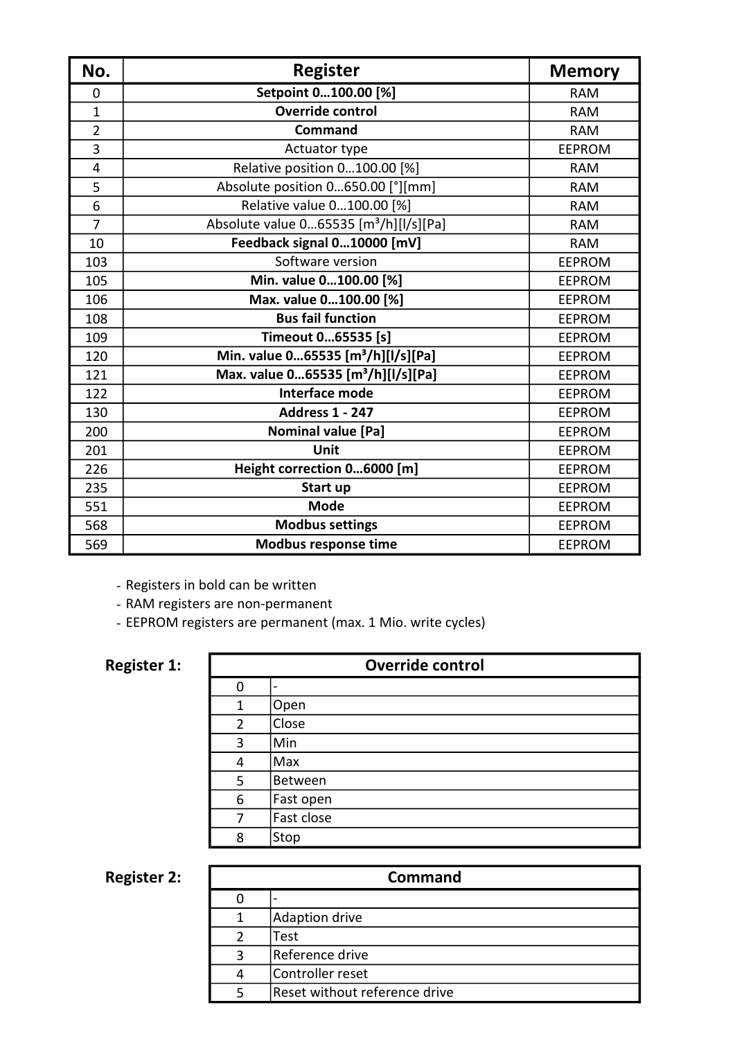| No. | Register | Memory |
| --- | --- | --- |
| 0 | **Setpoint 0…100.00 [%]** | RAM |
| 1 | **Override control** | RAM |
| 2 | **Command** | RAM |
| 3 | Actuator type | EEPROM |
| 4 | Relative position 0…100.00 [%] | RAM |
| 5 | Absolute position 0…650.00 [°][mm] | RAM |
| 6 | Relative value 0…100.00 [%] | RAM |
| 7 | Absolute value 0…65535 [m³/h][l/s][Pa] | RAM |
| 10 | **Feedback signal 0…10000 [mV]** | RAM |
| 103 | Software version | EEPROM |
| 105 | **Min. value 0…100.00 [%]** | EEPROM |
| 106 | **Max. value 0…100.00 [%]** | EEPROM |
| 108 | **Bus fail function** | EEPROM |
| 109 | **Timeout 0…65535 [s]** | EEPROM |
| 120 | **Min. value 0…65535 [m³/h][l/s][Pa]** | EEPROM |
| 121 | **Max. value 0…65535 [m³/h][l/s][Pa]** | EEPROM |
| 122 | **Interface mode** | EEPROM |
| 130 | **Address 1 - 247** | EEPROM |
| 200 | **Nominal value [Pa]** | EEPROM |
| 201 | **Unit** | EEPROM |
| 226 | **Height correction 0…6000 [m]** | EEPROM |
| 235 | **Start up** | EEPROM |
| 551 | **Mode** | EEPROM |
| 568 | **Modbus settings** | EEPROM |
| 569 | **Modbus response time** | EEPROM |

- Registers in bold can be written
- RAM registers are non-permanent
- EEPROM registers are permanent (max. 1 Mio. write cycles)

**Register 1:**

| Override control | |
| --- | --- |
| 0 | - |
| 1 | Open |
| 2 | Close |
| 3 | Min |
| 4 | Max |
| 5 | Between |
| 6 | Fast open |
| 7 | Fast close |
| 8 | Stop |

**Register 2:**

| Command | |
| --- | --- |
| 0 | - |
| 1 | Adaption drive |
| 2 | Test |
| 3 | Reference drive |
| 4 | Controller reset |
| 5 | Reset without reference drive |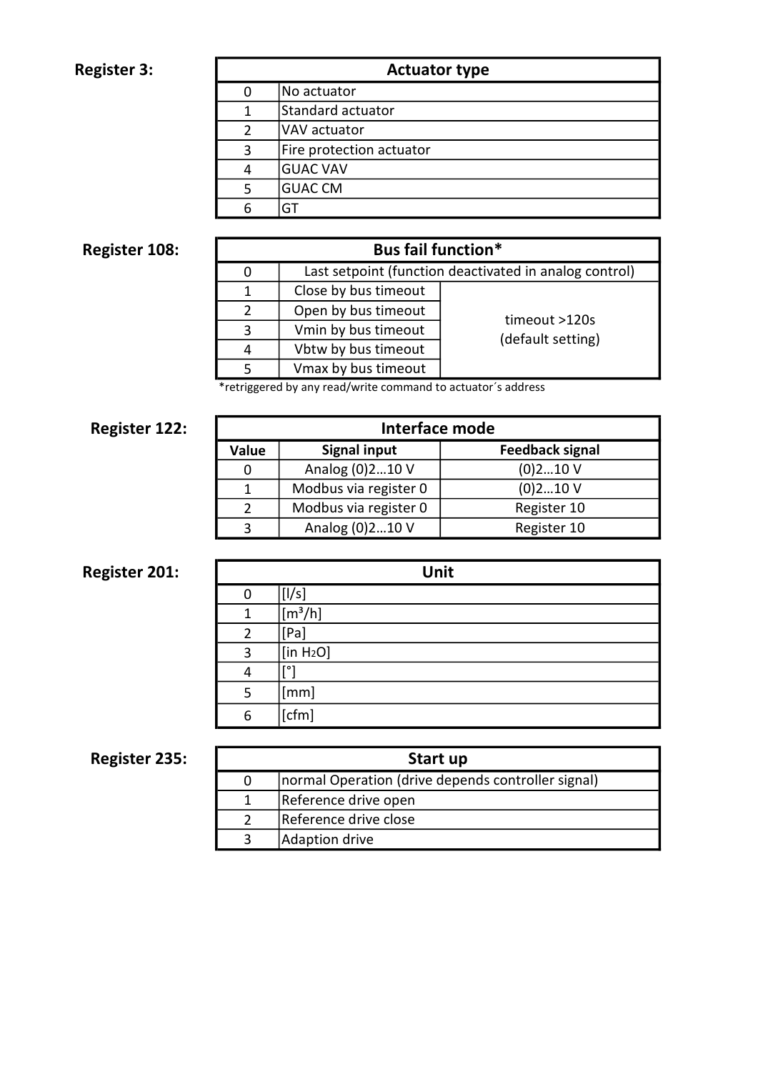**Register 3:**

| Actuator type | |
|---|---|
| 0 | No actuator |
| 1 | Standard actuator |
| 2 | VAV actuator |
| 3 | Fire protection actuator |
| 4 | GUAC VAV |
| 5 | GUAC CM |
| 6 | GT |

**Register 108:**

| Bus fail function* | | |
|---|---|---|
| 0 | Last setpoint (function deactivated in analog control) | |
| 1 | Close by bus timeout | timeout >120s (default setting) |
| 2 | Open by bus timeout | |
| 3 | Vmin by bus timeout | |
| 4 | Vbtw by bus timeout | |
| 5 | Vmax by bus timeout | |

*retriggered by any read/write command to actuator´s address

**Register 122:**

| Interface mode | | |
|---|---|---|
| **Value** | **Signal input** | **Feedback signal** |
| 0 | Analog (0)2…10 V | (0)2…10 V |
| 1 | Modbus via register 0 | (0)2…10 V |
| 2 | Modbus via register 0 | Register 10 |
| 3 | Analog (0)2…10 V | Register 10 |

**Register 201:**

| Unit | |
|---|---|
| 0 | [l/s] |
| 1 | [m³/h] |
| 2 | [Pa] |
| 3 | [in $H_2O$] |
| 4 | [°] |
| 5 | [mm] |
| 6 | [cfm] |

**Register 235:**

| Start up | |
|---|---|
| 0 | normal Operation (drive depends controller signal) |
| 1 | Reference drive open |
| 2 | Reference drive close |
| 3 | Adaption drive |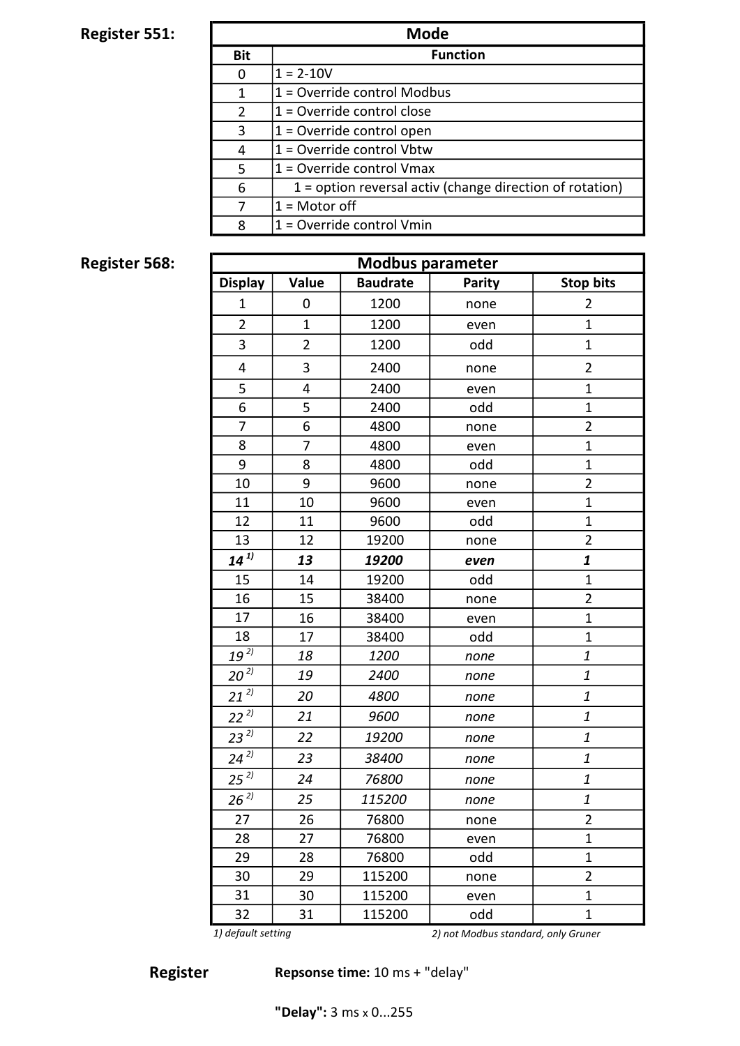**Register 551:**

| Mode | |
|---|---|
| **Bit** | **Function** |
| 0 | 1 = 2-10V |
| 1 | 1 = Override control Modbus |
| 2 | 1 = Override control close |
| 3 | 1 = Override control open |
| 4 | 1 = Override control Vbtw |
| 5 | 1 = Override control Vmax |
| 6 | 1 = option reversal activ (change direction of rotation) |
| 7 | 1 = Motor off |
| 8 | 1 = Override control Vmin |

**Register 568:**

| Modbus parameter | | | | |
|---|---|---|---|---|
| **Display** | **Value** | **Baudrate** | **Parity** | **Stop bits** |
| 1 | 0 | 1200 | none | 2 |
| 2 | 1 | 1200 | even | 1 |
| 3 | 2 | 1200 | odd | 1 |
| 4 | 3 | 2400 | none | 2 |
| 5 | 4 | 2400 | even | 1 |
| 6 | 5 | 2400 | odd | 1 |
| 7 | 6 | 4800 | none | 2 |
| 8 | 7 | 4800 | even | 1 |
| 9 | 8 | 4800 | odd | 1 |
| 10 | 9 | 9600 | none | 2 |
| 11 | 10 | 9600 | even | 1 |
| 12 | 11 | 9600 | odd | 1 |
| 13 | 12 | 19200 | none | 2 |
| ***14 1)*** | ***13*** | ***19200*** | ***even*** | ***1*** |
| 15 | 14 | 19200 | odd | 1 |
| 16 | 15 | 38400 | none | 2 |
| 17 | 16 | 38400 | even | 1 |
| 18 | 17 | 38400 | odd | 1 |
| *19 2)* | *18* | *1200* | *none* | *1* |
| *20 2)* | *19* | *2400* | *none* | *1* |
| *21 2)* | *20* | *4800* | *none* | *1* |
| *22 2)* | *21* | *9600* | *none* | *1* |
| *23 2)* | *22* | *19200* | *none* | *1* |
| *24 2)* | *23* | *38400* | *none* | *1* |
| *25 2)* | *24* | *76800* | *none* | *1* |
| *26 2)* | *25* | *115200* | *none* | *1* |
| 27 | 26 | 76800 | none | 2 |
| 28 | 27 | 76800 | even | 1 |
| 29 | 28 | 76800 | odd | 1 |
| 30 | 29 | 115200 | none | 2 |
| 31 | 30 | 115200 | even | 1 |
| 32 | 31 | 115200 | odd | 1 |

*1) default setting*  *2) not Modbus standard, only Gruner*

**Register**

**Repsponse time:** 10 ms + "delay"

**"Delay":** 3 ms x 0...255